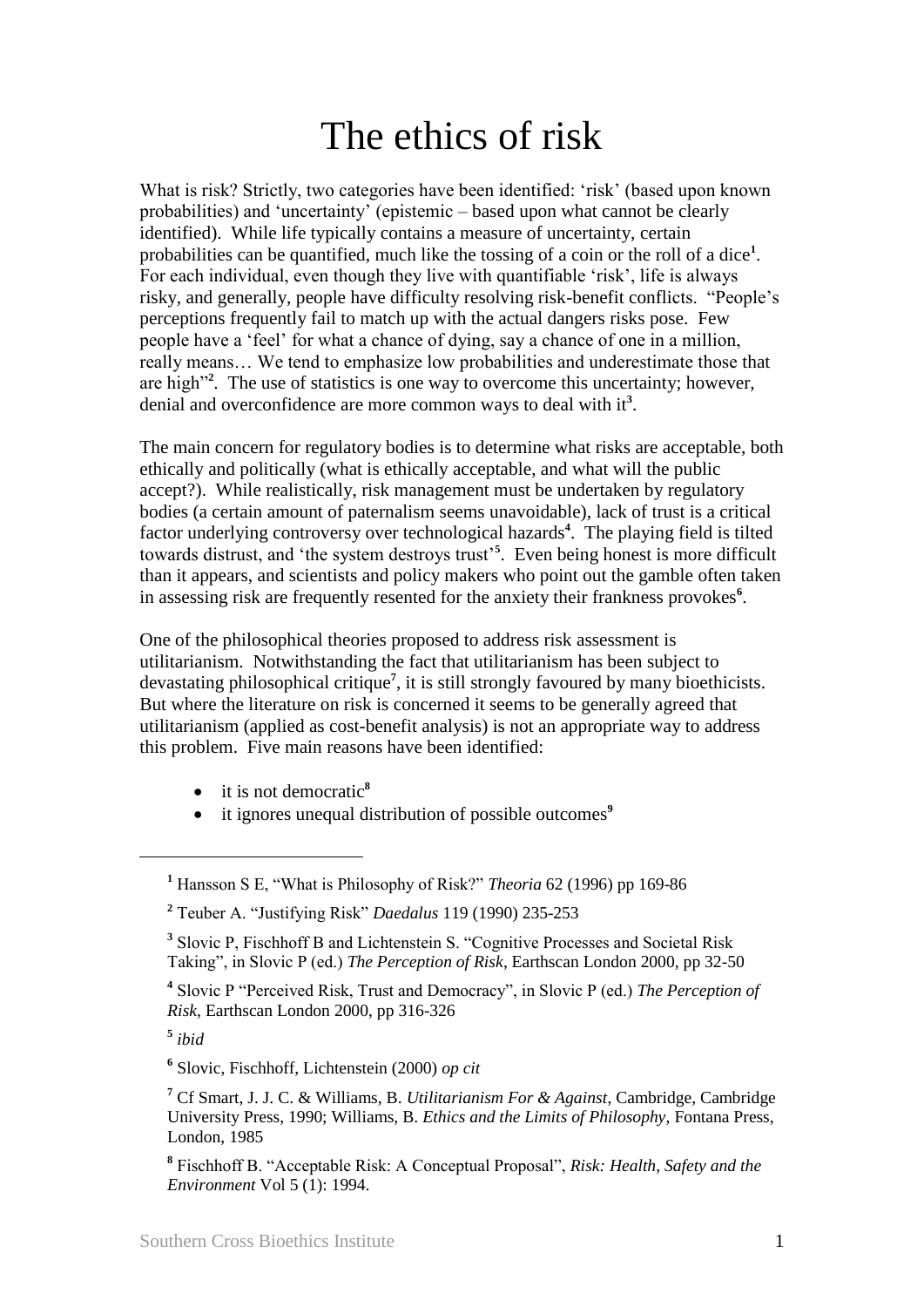# The ethics of risk

What is risk? Strictly, two categories have been identified: 'risk' (based upon known probabilities) and 'uncertainty' (epistemic – based upon what cannot be clearly identified). While life typically contains a measure of uncertainty, certain probabilities can be quantified, much like the tossing of a coin or the roll of a dice[1]. For each individual, even though they live with quantifiable 'risk', life is always risky, and generally, people have difficulty resolving risk-benefit conflicts. "People's perceptions frequently fail to match up with the actual dangers risks pose. Few people have a 'feel' for what a chance of dying, say a chance of one in a million, really means… We tend to emphasize low probabilities and underestimate those that are high"[2]. The use of statistics is one way to overcome this uncertainty; however, denial and overconfidence are more common ways to deal with it[3].

The main concern for regulatory bodies is to determine what risks are acceptable, both ethically and politically (what is ethically acceptable, and what will the public accept?). While realistically, risk management must be undertaken by regulatory bodies (a certain amount of paternalism seems unavoidable), lack of trust is a critical factor underlying controversy over technological hazards[4]. The playing field is tilted towards distrust, and 'the system destroys trust'[5]. Even being honest is more difficult than it appears, and scientists and policy makers who point out the gamble often taken in assessing risk are frequently resented for the anxiety their frankness provokes[6].

One of the philosophical theories proposed to address risk assessment is utilitarianism. Notwithstanding the fact that utilitarianism has been subject to devastating philosophical critique[7], it is still strongly favoured by many bioethicists. But where the literature on risk is concerned it seems to be generally agreed that utilitarianism (applied as cost-benefit analysis) is not an appropriate way to address this problem. Five main reasons have been identified:

- it is not democratic[8]
- it ignores unequal distribution of possible outcomes[9]

---

[1] Hansson S E, "What is Philosophy of Risk?" *Theoria* 62 (1996) pp 169-86

[2] Teuber A. "Justifying Risk" *Daedalus* 119 (1990) 235-253

[3] Slovic P, Fischhoff B and Lichtenstein S. "Cognitive Processes and Societal Risk Taking", in Slovic P (ed.) *The Perception of Risk*, Earthscan London 2000, pp 32-50

[4] Slovic P "Perceived Risk, Trust and Democracy", in Slovic P (ed.) *The Perception of Risk*, Earthscan London 2000, pp 316-326

[5] *ibid*

[6] Slovic, Fischhoff, Lichtenstein (2000) *op cit*

[7] Cf Smart, J. J. C. & Williams, B. *Utilitarianism For & Against*, Cambridge, Cambridge University Press, 1990; Williams, B. *Ethics and the Limits of Philosophy*, Fontana Press, London, 1985

[8] Fischhoff B. "Acceptable Risk: A Conceptual Proposal", *Risk: Health, Safety and the Environment* Vol 5 (1): 1994.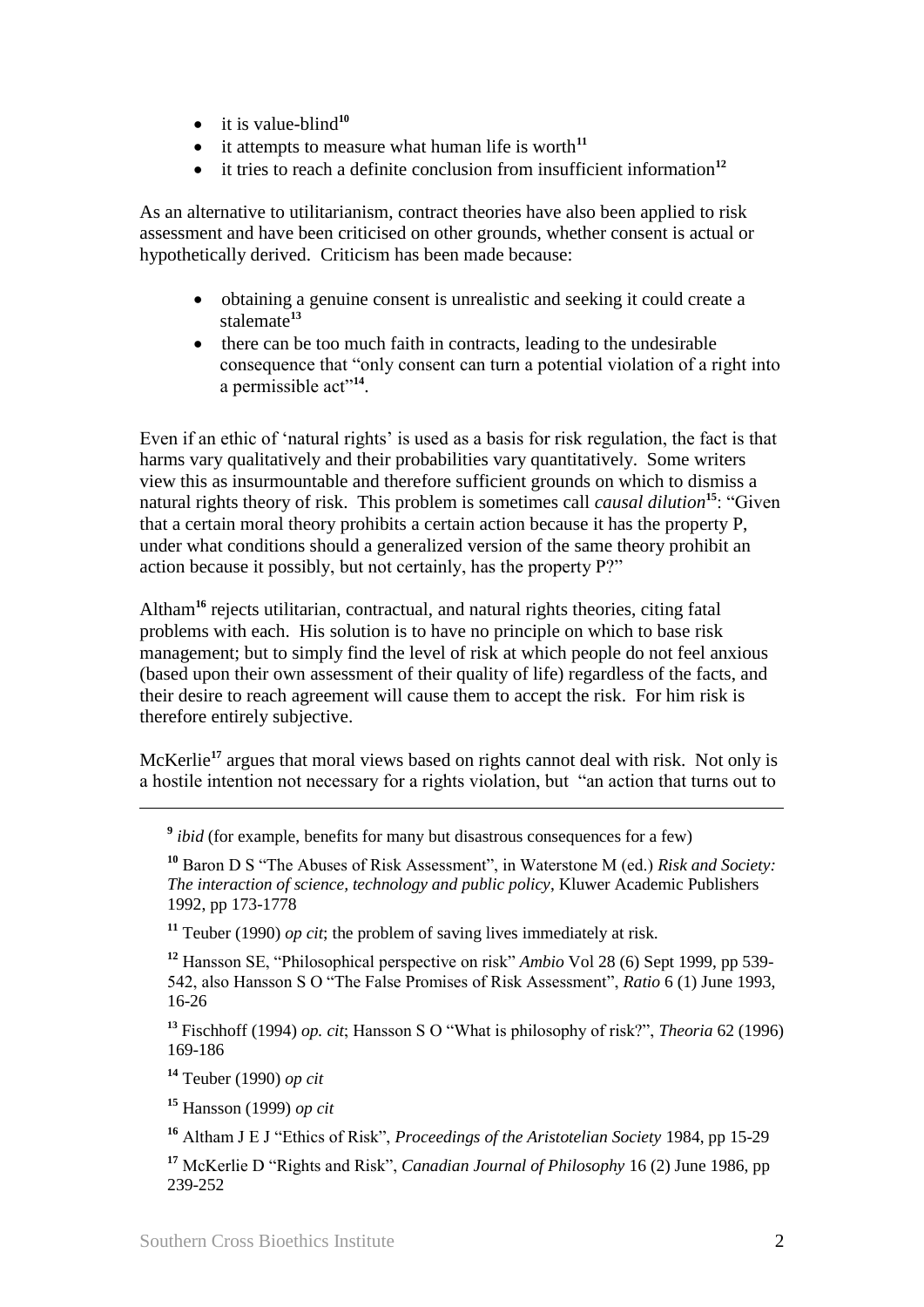- it is value-blind[10]
- it attempts to measure what human life is worth[11]
- it tries to reach a definite conclusion from insufficient information[12]

As an alternative to utilitarianism, contract theories have also been applied to risk assessment and have been criticised on other grounds, whether consent is actual or hypothetically derived. Criticism has been made because:

- obtaining a genuine consent is unrealistic and seeking it could create a stalemate[13]
- there can be too much faith in contracts, leading to the undesirable consequence that "only consent can turn a potential violation of a right into a permissible act"[14].

Even if an ethic of 'natural rights' is used as a basis for risk regulation, the fact is that harms vary qualitatively and their probabilities vary quantitatively. Some writers view this as insurmountable and therefore sufficient grounds on which to dismiss a natural rights theory of risk. This problem is sometimes call *causal dilution*[15]: "Given that a certain moral theory prohibits a certain action because it has the property P, under what conditions should a generalized version of the same theory prohibit an action because it possibly, but not certainly, has the property P?"

Altham[16] rejects utilitarian, contractual, and natural rights theories, citing fatal problems with each. His solution is to have no principle on which to base risk management; but to simply find the level of risk at which people do not feel anxious (based upon their own assessment of their quality of life) regardless of the facts, and their desire to reach agreement will cause them to accept the risk. For him risk is therefore entirely subjective.

McKerlie[17] argues that moral views based on rights cannot deal with risk. Not only is a hostile intention not necessary for a rights violation, but "an action that turns out to

---

[9] *ibid* (for example, benefits for many but disastrous consequences for a few)

[10] Baron D S "The Abuses of Risk Assessment", in Waterstone M (ed.) *Risk and Society: The interaction of science, technology and public policy*, Kluwer Academic Publishers 1992, pp 173-1778

[11] Teuber (1990) *op cit*; the problem of saving lives immediately at risk.

[12] Hansson SE, "Philosophical perspective on risk" *Ambio* Vol 28 (6) Sept 1999, pp 539-542, also Hansson S O "The False Promises of Risk Assessment", *Ratio* 6 (1) June 1993, 16-26

[13] Fischhoff (1994) *op. cit*; Hansson S O "What is philosophy of risk?", *Theoria* 62 (1996) 169-186

[14] Teuber (1990) *op cit*

[15] Hansson (1999) *op cit*

[16] Altham J E J "Ethics of Risk", *Proceedings of the Aristotelian Society* 1984, pp 15-29

[17] McKerlie D "Rights and Risk", *Canadian Journal of Philosophy* 16 (2) June 1986, pp 239-252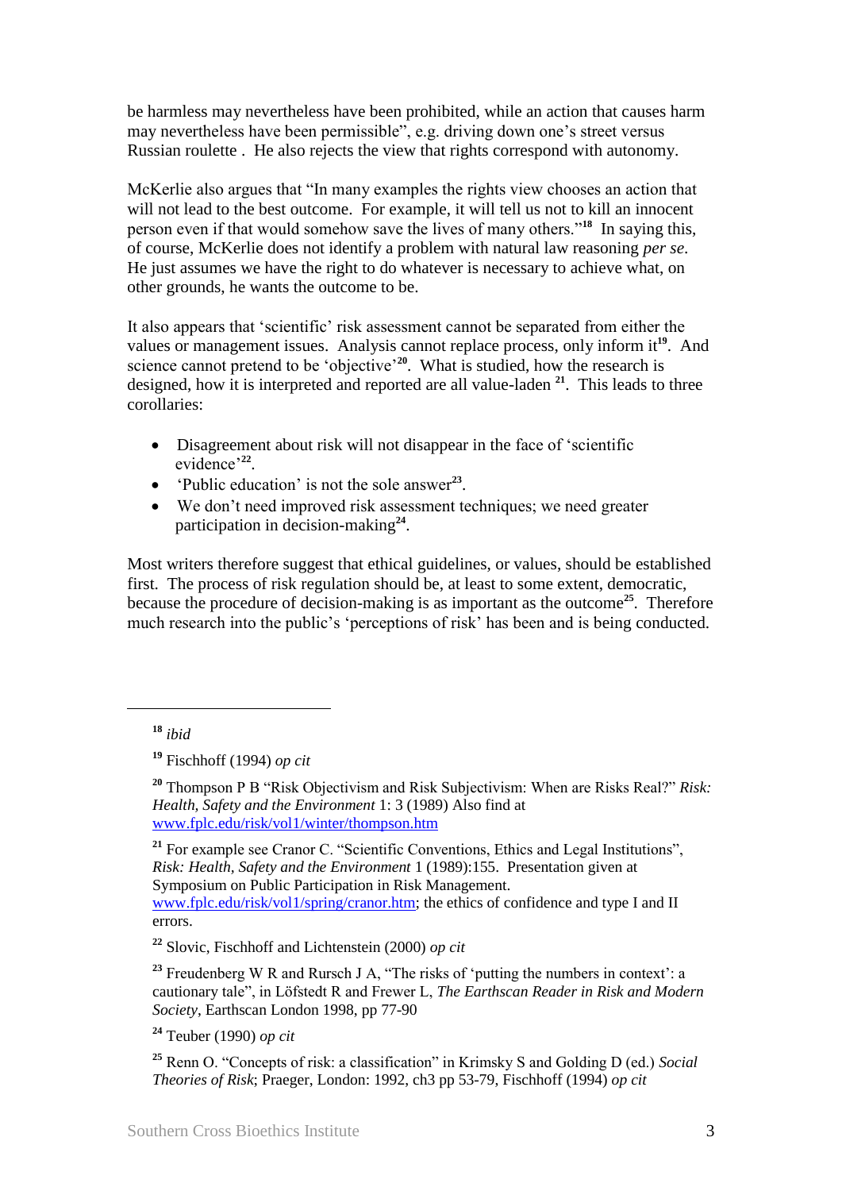be harmless may nevertheless have been prohibited, while an action that causes harm may nevertheless have been permissible", e.g. driving down one's street versus Russian roulette . He also rejects the view that rights correspond with autonomy.

McKerlie also argues that "In many examples the rights view chooses an action that will not lead to the best outcome. For example, it will tell us not to kill an innocent person even if that would somehow save the lives of many others."[18] In saying this, of course, McKerlie does not identify a problem with natural law reasoning *per se*. He just assumes we have the right to do whatever is necessary to achieve what, on other grounds, he wants the outcome to be.

It also appears that 'scientific' risk assessment cannot be separated from either the values or management issues. Analysis cannot replace process, only inform it[19]. And science cannot pretend to be 'objective'[20]. What is studied, how the research is designed, how it is interpreted and reported are all value-laden [21]. This leads to three corollaries:

- Disagreement about risk will not disappear in the face of 'scientific evidence'[22].
- 'Public education' is not the sole answer[23].
- We don't need improved risk assessment techniques; we need greater participation in decision-making[24].

Most writers therefore suggest that ethical guidelines, or values, should be established first. The process of risk regulation should be, at least to some extent, democratic, because the procedure of decision-making is as important as the outcome[25]. Therefore much research into the public's 'perceptions of risk' has been and is being conducted.

---

[18] *ibid*

[19] Fischhoff (1994) *op cit*

[20] Thompson P B "Risk Objectivism and Risk Subjectivism: When are Risks Real?" *Risk: Health, Safety and the Environment* 1: 3 (1989) Also find at www.fplc.edu/risk/vol1/winter/thompson.htm

[21] For example see Cranor C. "Scientific Conventions, Ethics and Legal Institutions", *Risk: Health, Safety and the Environment* 1 (1989):155. Presentation given at Symposium on Public Participation in Risk Management. www.fplc.edu/risk/vol1/spring/cranor.htm; the ethics of confidence and type I and II errors.

[22] Slovic, Fischhoff and Lichtenstein (2000) *op cit*

[23] Freudenberg W R and Rursch J A, "The risks of 'putting the numbers in context': a cautionary tale", in Löfstedt R and Frewer L, *The Earthscan Reader in Risk and Modern Society*, Earthscan London 1998, pp 77-90

[24] Teuber (1990) *op cit*

[25] Renn O. "Concepts of risk: a classification" in Krimsky S and Golding D (ed.) *Social Theories of Risk*; Praeger, London: 1992, ch3 pp 53-79, Fischhoff (1994) *op cit*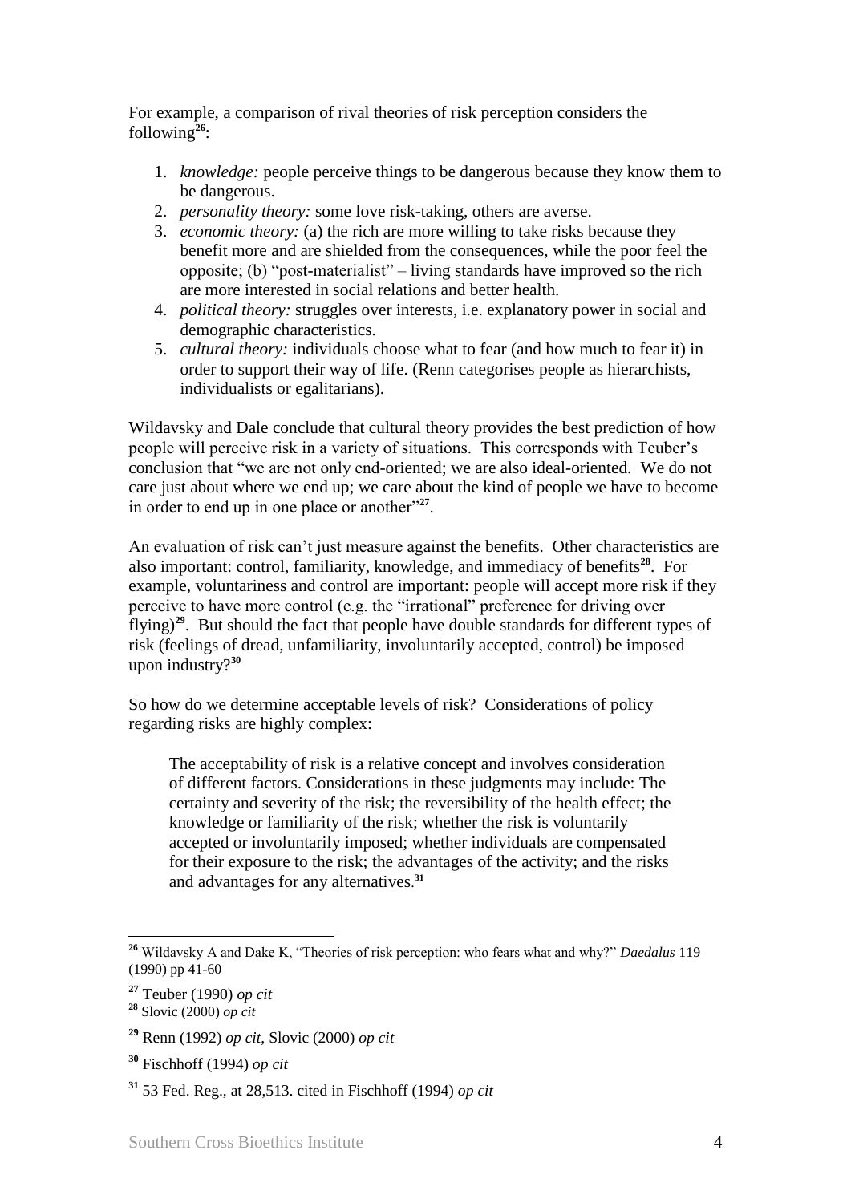For example, a comparison of rival theories of risk perception considers the following[26]:

1. *knowledge:* people perceive things to be dangerous because they know them to be dangerous.
2. *personality theory:* some love risk-taking, others are averse.
3. *economic theory:* (a) the rich are more willing to take risks because they benefit more and are shielded from the consequences, while the poor feel the opposite; (b) "post-materialist" – living standards have improved so the rich are more interested in social relations and better health.
4. *political theory:* struggles over interests, i.e. explanatory power in social and demographic characteristics.
5. *cultural theory:* individuals choose what to fear (and how much to fear it) in order to support their way of life. (Renn categorises people as hierarchists, individualists or egalitarians).

Wildavsky and Dale conclude that cultural theory provides the best prediction of how people will perceive risk in a variety of situations. This corresponds with Teuber's conclusion that "we are not only end-oriented; we are also ideal-oriented. We do not care just about where we end up; we care about the kind of people we have to become in order to end up in one place or another"[27].

An evaluation of risk can't just measure against the benefits. Other characteristics are also important: control, familiarity, knowledge, and immediacy of benefits[28]. For example, voluntariness and control are important: people will accept more risk if they perceive to have more control (e.g. the "irrational" preference for driving over flying)[29]. But should the fact that people have double standards for different types of risk (feelings of dread, unfamiliarity, involuntarily accepted, control) be imposed upon industry?[30]

So how do we determine acceptable levels of risk? Considerations of policy regarding risks are highly complex:

> The acceptability of risk is a relative concept and involves consideration of different factors. Considerations in these judgments may include: The certainty and severity of the risk; the reversibility of the health effect; the knowledge or familiarity of the risk; whether the risk is voluntarily accepted or involuntarily imposed; whether individuals are compensated for their exposure to the risk; the advantages of the activity; and the risks and advantages for any alternatives.[31]

---

[26] Wildavsky A and Dake K, "Theories of risk perception: who fears what and why?" *Daedalus* 119 (1990) pp 41-60

[27] Teuber (1990) *op cit*

[28] Slovic (2000) *op cit*

[29] Renn (1992) *op cit*, Slovic (2000) *op cit*

[30] Fischhoff (1994) *op cit*

[31] 53 Fed. Reg., at 28,513. cited in Fischhoff (1994) *op cit*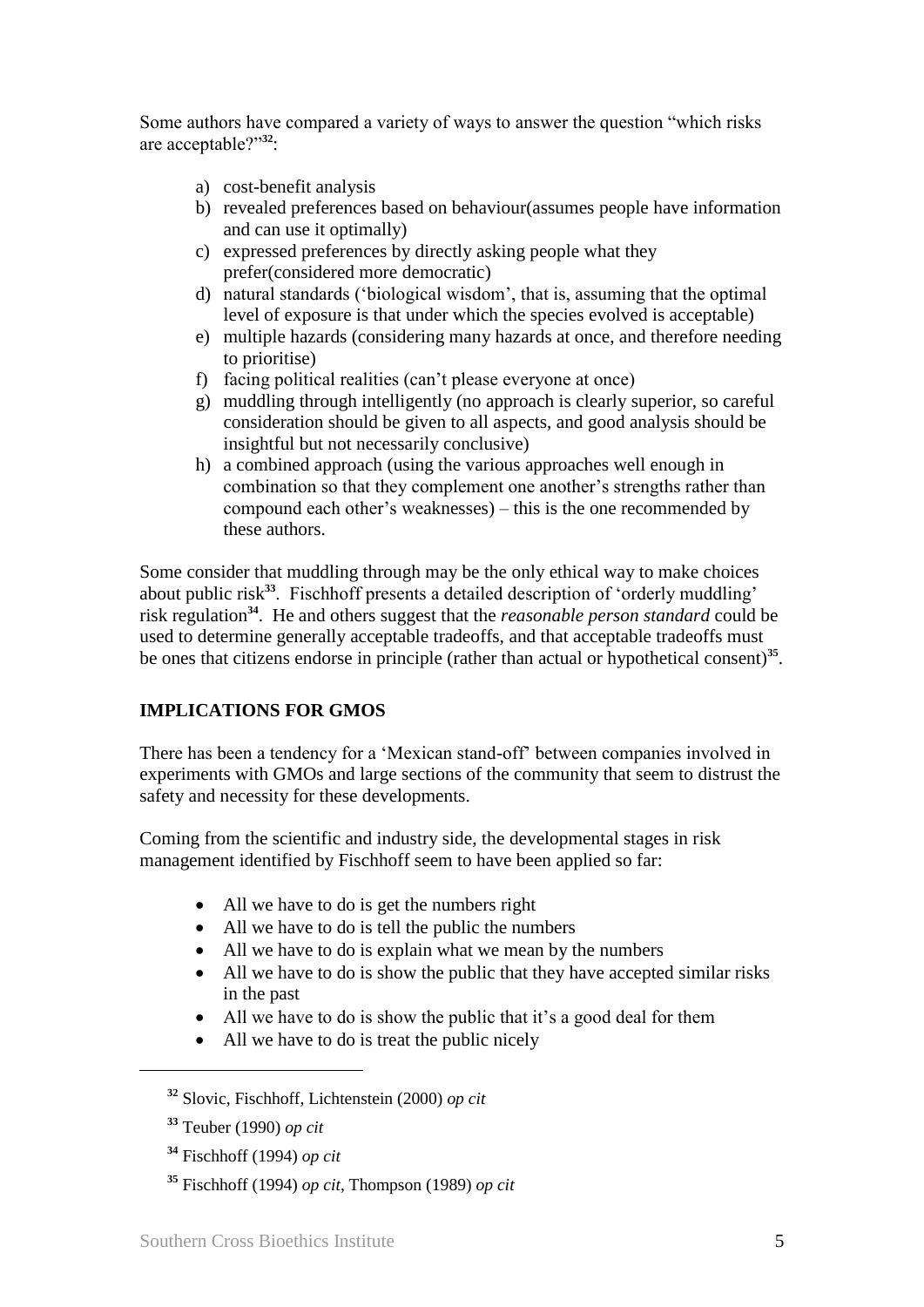Some authors have compared a variety of ways to answer the question "which risks are acceptable?"[32]:

a) cost-benefit analysis
b) revealed preferences based on behaviour(assumes people have information and can use it optimally)
c) expressed preferences by directly asking people what they prefer(considered more democratic)
d) natural standards ('biological wisdom', that is, assuming that the optimal level of exposure is that under which the species evolved is acceptable)
e) multiple hazards (considering many hazards at once, and therefore needing to prioritise)
f) facing political realities (can't please everyone at once)
g) muddling through intelligently (no approach is clearly superior, so careful consideration should be given to all aspects, and good analysis should be insightful but not necessarily conclusive)
h) a combined approach (using the various approaches well enough in combination so that they complement one another's strengths rather than compound each other's weaknesses) – this is the one recommended by these authors.

Some consider that muddling through may be the only ethical way to make choices about public risk[33]. Fischhoff presents a detailed description of 'orderly muddling' risk regulation[34]. He and others suggest that the *reasonable person standard* could be used to determine generally acceptable tradeoffs, and that acceptable tradeoffs must be ones that citizens endorse in principle (rather than actual or hypothetical consent)[35].

## IMPLICATIONS FOR GMOS

There has been a tendency for a 'Mexican stand-off' between companies involved in experiments with GMOs and large sections of the community that seem to distrust the safety and necessity for these developments.

Coming from the scientific and industry side, the developmental stages in risk management identified by Fischhoff seem to have been applied so far:

- All we have to do is get the numbers right
- All we have to do is tell the public the numbers
- All we have to do is explain what we mean by the numbers
- All we have to do is show the public that they have accepted similar risks in the past
- All we have to do is show the public that it's a good deal for them
- All we have to do is treat the public nicely

---

[32] Slovic, Fischhoff, Lichtenstein (2000) *op cit*

[33] Teuber (1990) *op cit*

[34] Fischhoff (1994) *op cit*

[35] Fischhoff (1994) *op cit*, Thompson (1989) *op cit*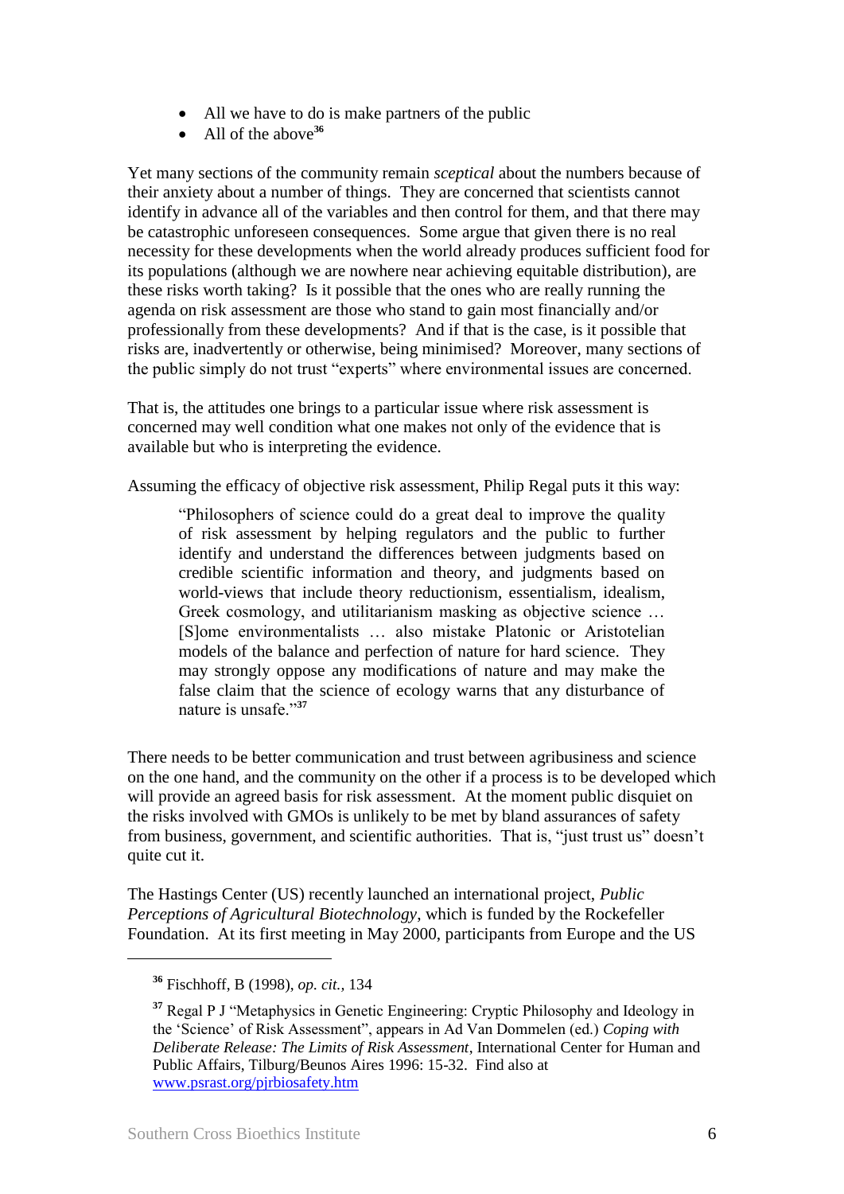- All we have to do is make partners of the public
- All of the above[36]

Yet many sections of the community remain *sceptical* about the numbers because of their anxiety about a number of things. They are concerned that scientists cannot identify in advance all of the variables and then control for them, and that there may be catastrophic unforeseen consequences. Some argue that given there is no real necessity for these developments when the world already produces sufficient food for its populations (although we are nowhere near achieving equitable distribution), are these risks worth taking? Is it possible that the ones who are really running the agenda on risk assessment are those who stand to gain most financially and/or professionally from these developments? And if that is the case, is it possible that risks are, inadvertently or otherwise, being minimised? Moreover, many sections of the public simply do not trust "experts" where environmental issues are concerned.

That is, the attitudes one brings to a particular issue where risk assessment is concerned may well condition what one makes not only of the evidence that is available but who is interpreting the evidence.

Assuming the efficacy of objective risk assessment, Philip Regal puts it this way:

> "Philosophers of science could do a great deal to improve the quality of risk assessment by helping regulators and the public to further identify and understand the differences between judgments based on credible scientific information and theory, and judgments based on world-views that include theory reductionism, essentialism, idealism, Greek cosmology, and utilitarianism masking as objective science … [S]ome environmentalists … also mistake Platonic or Aristotelian models of the balance and perfection of nature for hard science. They may strongly oppose any modifications of nature and may make the false claim that the science of ecology warns that any disturbance of nature is unsafe."[37]

There needs to be better communication and trust between agribusiness and science on the one hand, and the community on the other if a process is to be developed which will provide an agreed basis for risk assessment. At the moment public disquiet on the risks involved with GMOs is unlikely to be met by bland assurances of safety from business, government, and scientific authorities. That is, "just trust us" doesn't quite cut it.

The Hastings Center (US) recently launched an international project, *Public Perceptions of Agricultural Biotechnology*, which is funded by the Rockefeller Foundation. At its first meeting in May 2000, participants from Europe and the US

---

[36] Fischhoff, B (1998), *op. cit.*, 134

[37] Regal P J "Metaphysics in Genetic Engineering: Cryptic Philosophy and Ideology in the 'Science' of Risk Assessment", appears in Ad Van Dommelen (ed.) *Coping with Deliberate Release: The Limits of Risk Assessment*, International Center for Human and Public Affairs, Tilburg/Beunos Aires 1996: 15-32. Find also at www.psrast.org/pjrbiosafety.htm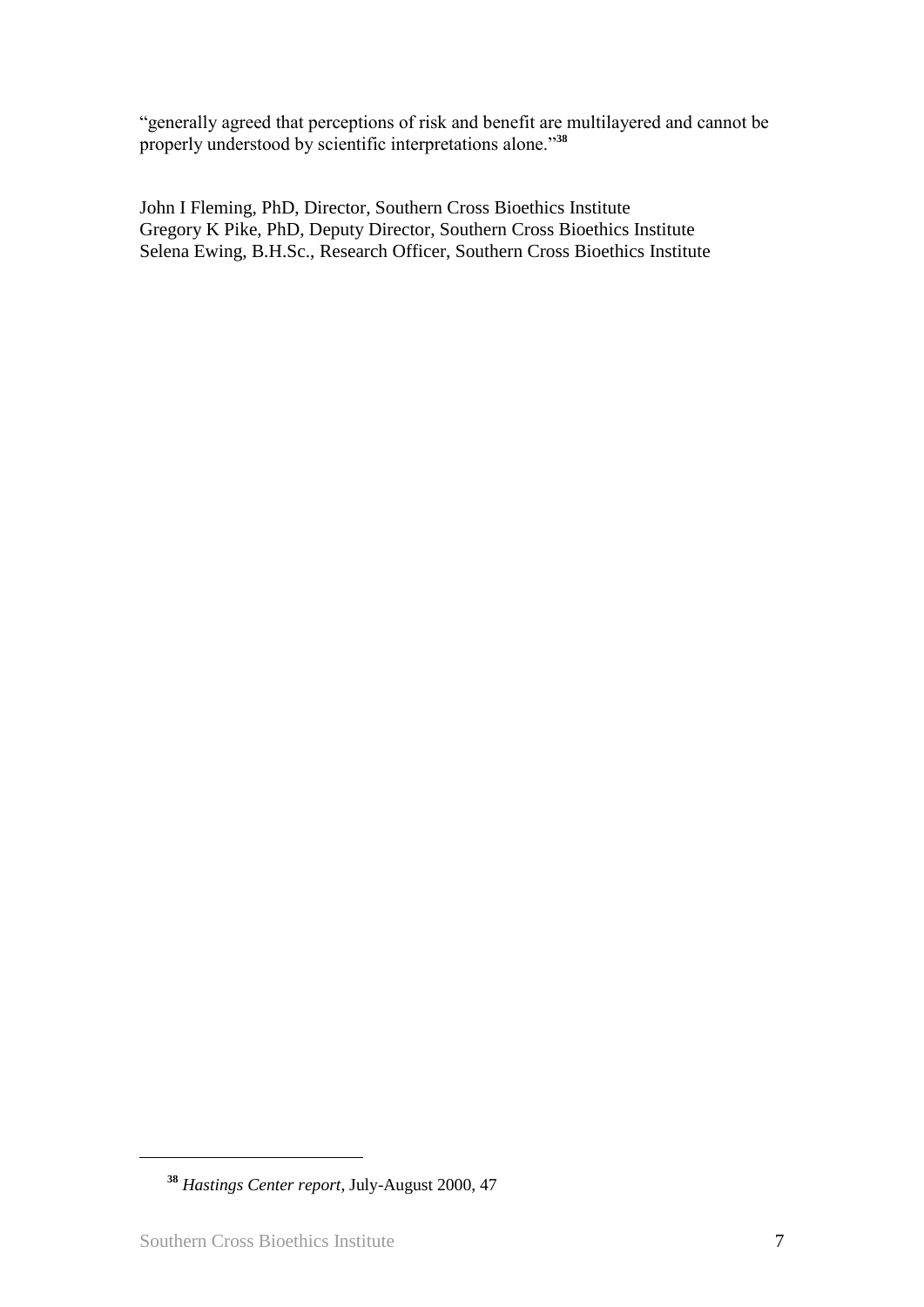"generally agreed that perceptions of risk and benefit are multilayered and cannot be properly understood by scientific interpretations alone."[38]

John I Fleming, PhD, Director, Southern Cross Bioethics Institute
Gregory K Pike, PhD, Deputy Director, Southern Cross Bioethics Institute
Selena Ewing, B.H.Sc., Research Officer, Southern Cross Bioethics Institute

---

[38] *Hastings Center report*, July-August 2000, 47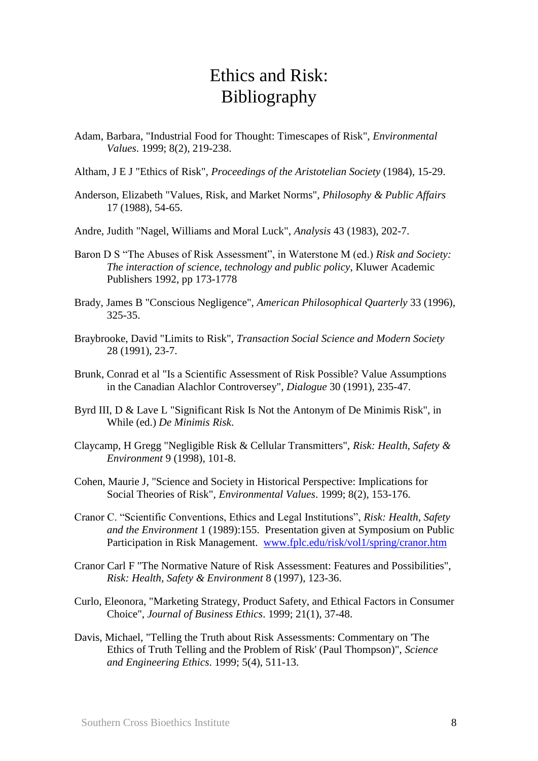# Ethics and Risk: Bibliography

Adam, Barbara, "Industrial Food for Thought: Timescapes of Risk", *Environmental Values*. 1999; 8(2), 219-238.

Altham, J E J "Ethics of Risk", *Proceedings of the Aristotelian Society* (1984), 15-29.

Anderson, Elizabeth "Values, Risk, and Market Norms", *Philosophy & Public Affairs* 17 (1988), 54-65.

Andre, Judith "Nagel, Williams and Moral Luck", *Analysis* 43 (1983), 202-7.

Baron D S "The Abuses of Risk Assessment", in Waterstone M (ed.) *Risk and Society: The interaction of science, technology and public policy*, Kluwer Academic Publishers 1992, pp 173-1778

Brady, James B "Conscious Negligence", *American Philosophical Quarterly* 33 (1996), 325-35.

Braybrooke, David "Limits to Risk", *Transaction Social Science and Modern Society* 28 (1991), 23-7.

Brunk, Conrad et al "Is a Scientific Assessment of Risk Possible? Value Assumptions in the Canadian Alachlor Controversey", *Dialogue* 30 (1991), 235-47.

Byrd III, D & Lave L "Significant Risk Is Not the Antonym of De Minimis Risk", in While (ed.) *De Minimis Risk*.

Claycamp, H Gregg "Negligible Risk & Cellular Transmitters", *Risk: Health, Safety & Environment* 9 (1998), 101-8.

Cohen, Maurie J, "Science and Society in Historical Perspective: Implications for Social Theories of Risk", *Environmental Values*. 1999; 8(2), 153-176.

Cranor C. "Scientific Conventions, Ethics and Legal Institutions", *Risk: Health, Safety and the Environment* 1 (1989):155. Presentation given at Symposium on Public Participation in Risk Management. www.fplc.edu/risk/vol1/spring/cranor.htm

Cranor Carl F "The Normative Nature of Risk Assessment: Features and Possibilities", *Risk: Health, Safety & Environment* 8 (1997), 123-36.

Curlo, Eleonora, "Marketing Strategy, Product Safety, and Ethical Factors in Consumer Choice", *Journal of Business Ethics*. 1999; 21(1), 37-48.

Davis, Michael, "Telling the Truth about Risk Assessments: Commentary on 'The Ethics of Truth Telling and the Problem of Risk' (Paul Thompson)", *Science and Engineering Ethics*. 1999; 5(4), 511-13.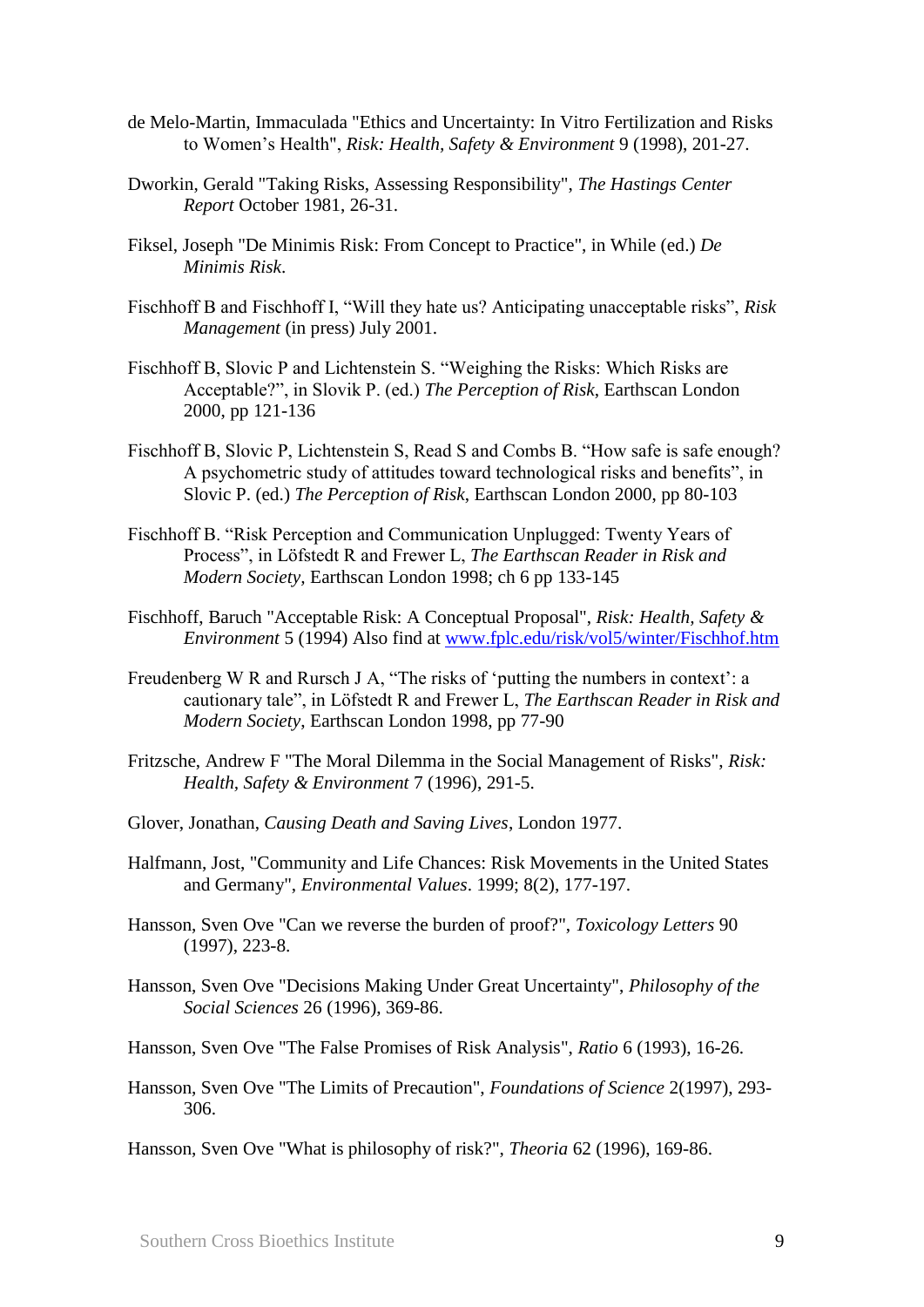de Melo-Martin, Immaculada "Ethics and Uncertainty: In Vitro Fertilization and Risks to Women's Health", *Risk: Health, Safety & Environment* 9 (1998), 201-27.

Dworkin, Gerald "Taking Risks, Assessing Responsibility", *The Hastings Center Report* October 1981, 26-31.

Fiksel, Joseph "De Minimis Risk: From Concept to Practice", in While (ed.) *De Minimis Risk*.

Fischhoff B and Fischhoff I, "Will they hate us? Anticipating unacceptable risks", *Risk Management* (in press) July 2001.

Fischhoff B, Slovic P and Lichtenstein S. "Weighing the Risks: Which Risks are Acceptable?", in Slovik P. (ed.) *The Perception of Risk*, Earthscan London 2000, pp 121-136

Fischhoff B, Slovic P, Lichtenstein S, Read S and Combs B. "How safe is safe enough? A psychometric study of attitudes toward technological risks and benefits", in Slovic P. (ed.) *The Perception of Risk*, Earthscan London 2000, pp 80-103

Fischhoff B. "Risk Perception and Communication Unplugged: Twenty Years of Process", in Löfstedt R and Frewer L, *The Earthscan Reader in Risk and Modern Society*, Earthscan London 1998; ch 6 pp 133-145

Fischhoff, Baruch "Acceptable Risk: A Conceptual Proposal", *Risk: Health, Safety & Environment* 5 (1994) Also find at [www.fplc.edu/risk/vol5/winter/Fischhof.htm](www.fplc.edu/risk/vol5/winter/Fischhof.htm)

Freudenberg W R and Rursch J A, "The risks of 'putting the numbers in context': a cautionary tale", in Löfstedt R and Frewer L, *The Earthscan Reader in Risk and Modern Society*, Earthscan London 1998, pp 77-90

Fritzsche, Andrew F "The Moral Dilemma in the Social Management of Risks", *Risk: Health, Safety & Environment* 7 (1996), 291-5.

Glover, Jonathan, *Causing Death and Saving Lives*, London 1977.

Halfmann, Jost, "Community and Life Chances: Risk Movements in the United States and Germany", *Environmental Values*. 1999; 8(2), 177-197.

Hansson, Sven Ove "Can we reverse the burden of proof?", *Toxicology Letters* 90 (1997), 223-8.

Hansson, Sven Ove "Decisions Making Under Great Uncertainty", *Philosophy of the Social Sciences* 26 (1996), 369-86.

Hansson, Sven Ove "The False Promises of Risk Analysis", *Ratio* 6 (1993), 16-26.

Hansson, Sven Ove "The Limits of Precaution", *Foundations of Science* 2(1997), 293-306.

Hansson, Sven Ove "What is philosophy of risk?", *Theoria* 62 (1996), 169-86.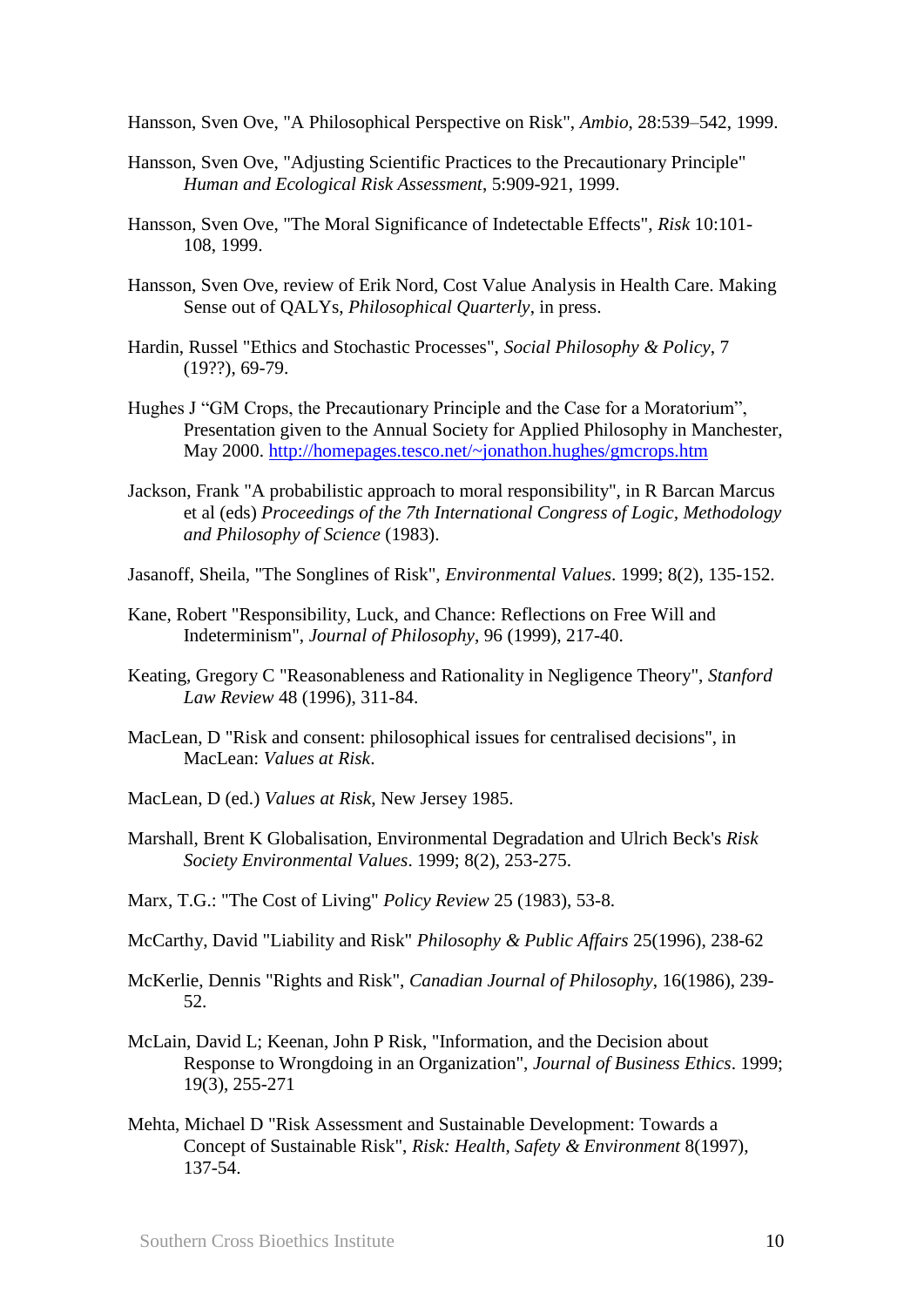Hansson, Sven Ove, "A Philosophical Perspective on Risk", *Ambio*, 28:539–542, 1999.

Hansson, Sven Ove, "Adjusting Scientific Practices to the Precautionary Principle" *Human and Ecological Risk Assessment*, 5:909-921, 1999.

Hansson, Sven Ove, "The Moral Significance of Indetectable Effects", *Risk* 10:101-108, 1999.

Hansson, Sven Ove, review of Erik Nord, Cost Value Analysis in Health Care. Making Sense out of QALYs, *Philosophical Quarterly*, in press.

Hardin, Russel "Ethics and Stochastic Processes", *Social Philosophy & Policy*, 7 (19??), 69-79.

Hughes J "GM Crops, the Precautionary Principle and the Case for a Moratorium", Presentation given to the Annual Society for Applied Philosophy in Manchester, May 2000. http://homepages.tesco.net/~jonathon.hughes/gmcrops.htm

Jackson, Frank "A probabilistic approach to moral responsibility", in R Barcan Marcus et al (eds) *Proceedings of the 7th International Congress of Logic, Methodology and Philosophy of Science* (1983).

Jasanoff, Sheila, "The Songlines of Risk", *Environmental Values*. 1999; 8(2), 135-152.

Kane, Robert "Responsibility, Luck, and Chance: Reflections on Free Will and Indeterminism", *Journal of Philosophy*, 96 (1999), 217-40.

Keating, Gregory C "Reasonableness and Rationality in Negligence Theory", *Stanford Law Review* 48 (1996), 311-84.

MacLean, D "Risk and consent: philosophical issues for centralised decisions", in MacLean: *Values at Risk*.

MacLean, D (ed.) *Values at Risk*, New Jersey 1985.

Marshall, Brent K Globalisation, Environmental Degradation and Ulrich Beck's *Risk Society Environmental Values*. 1999; 8(2), 253-275.

Marx, T.G.: "The Cost of Living" *Policy Review* 25 (1983), 53-8.

McCarthy, David "Liability and Risk" *Philosophy & Public Affairs* 25(1996), 238-62

McKerlie, Dennis "Rights and Risk", *Canadian Journal of Philosophy*, 16(1986), 239-52.

McLain, David L; Keenan, John P Risk, "Information, and the Decision about Response to Wrongdoing in an Organization", *Journal of Business Ethics*. 1999; 19(3), 255-271

Mehta, Michael D "Risk Assessment and Sustainable Development: Towards a Concept of Sustainable Risk", *Risk: Health, Safety & Environment* 8(1997), 137-54.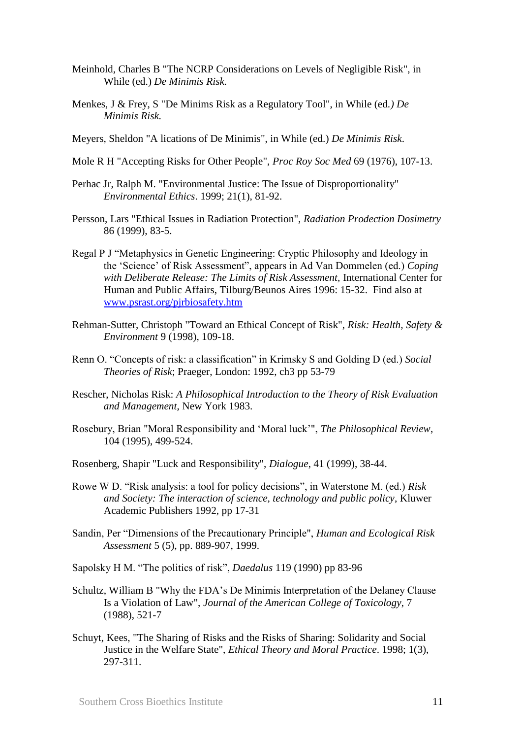Meinhold, Charles B "The NCRP Considerations on Levels of Negligible Risk", in While (ed.) *De Minimis Risk.*

Menkes, J & Frey, S "De Minims Risk as a Regulatory Tool", in While (ed*.) De Minimis Risk.*

Meyers, Sheldon "A lications of De Minimis", in While (ed.) *De Minimis Risk*.

Mole R H "Accepting Risks for Other People", *Proc Roy Soc Med* 69 (1976), 107-13.

Perhac Jr, Ralph M. "Environmental Justice: The Issue of Disproportionality" *Environmental Ethics*. 1999; 21(1), 81-92.

Persson, Lars "Ethical Issues in Radiation Protection", *Radiation Prodection Dosimetry* 86 (1999), 83-5.

Regal P J "Metaphysics in Genetic Engineering: Cryptic Philosophy and Ideology in the 'Science' of Risk Assessment", appears in Ad Van Dommelen (ed.) *Coping with Deliberate Release: The Limits of Risk Assessment,* International Center for Human and Public Affairs, Tilburg/Beunos Aires 1996: 15-32. Find also at [www.psrast.org/pjrbiosafety.htm](www.psrast.org/pjrbiosafety.htm)

Rehman-Sutter, Christoph "Toward an Ethical Concept of Risk", *Risk: Health, Safety & Environment* 9 (1998), 109-18.

Renn O. "Concepts of risk: a classification" in Krimsky S and Golding D (ed.) *Social Theories of Risk*; Praeger, London: 1992, ch3 pp 53-79

Rescher, Nicholas Risk: *A Philosophical Introduction to the Theory of Risk Evaluation and Management*, New York 1983.

Rosebury, Brian "Moral Responsibility and 'Moral luck'", *The Philosophical Review*, 104 (1995), 499-524.

Rosenberg, Shapir "Luck and Responsibility", *Dialogue*, 41 (1999), 38-44.

Rowe W D. "Risk analysis: a tool for policy decisions", in Waterstone M. (ed.) *Risk and Society: The interaction of science, technology and public policy*, Kluwer Academic Publishers 1992, pp 17-31

Sandin, Per "Dimensions of the Precautionary Principle", *Human and Ecological Risk Assessment* 5 (5), pp. 889-907, 1999.

Sapolsky H M. "The politics of risk", *Daedalus* 119 (1990) pp 83-96

Schultz, William B "Why the FDA's De Minimis Interpretation of the Delaney Clause Is a Violation of Law", *Journal of the American College of Toxicology*, 7 (1988), 521-7

Schuyt, Kees, "The Sharing of Risks and the Risks of Sharing: Solidarity and Social Justice in the Welfare State", *Ethical Theory and Moral Practice*. 1998; 1(3), 297-311.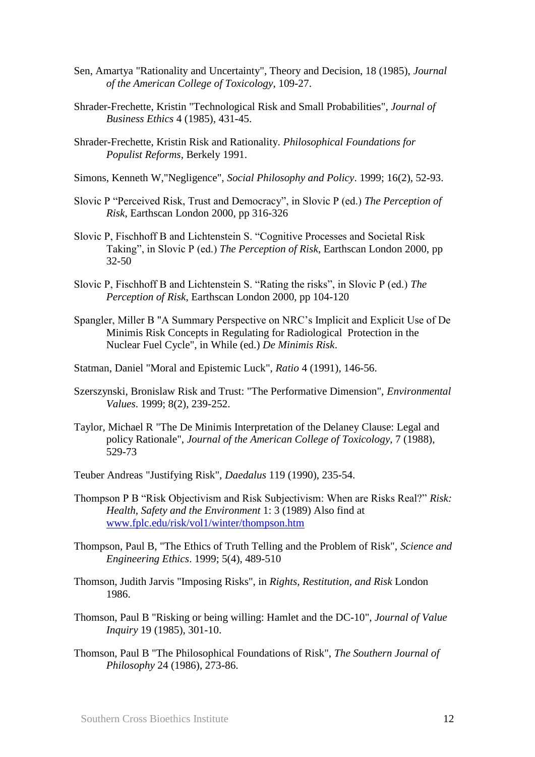Sen, Amartya "Rationality and Uncertainty", Theory and Decision, 18 (1985), *Journal of the American College of Toxicology*, 109-27.

Shrader-Frechette, Kristin "Technological Risk and Small Probabilities", *Journal of Business Ethics* 4 (1985), 431-45.

Shrader-Frechette, Kristin Risk and Rationality. *Philosophical Foundations for Populist Reforms*, Berkely 1991.

Simons, Kenneth W,"Negligence", *Social Philosophy and Policy*. 1999; 16(2), 52-93.

Slovic P "Perceived Risk, Trust and Democracy", in Slovic P (ed.) *The Perception of Risk*, Earthscan London 2000, pp 316-326

Slovic P, Fischhoff B and Lichtenstein S. "Cognitive Processes and Societal Risk Taking", in Slovic P (ed.) *The Perception of Risk*, Earthscan London 2000, pp 32-50

Slovic P, Fischhoff B and Lichtenstein S. "Rating the risks", in Slovic P (ed.) *The Perception of Risk*, Earthscan London 2000, pp 104-120

Spangler, Miller B "A Summary Perspective on NRC's Implicit and Explicit Use of De Minimis Risk Concepts in Regulating for Radiological Protection in the Nuclear Fuel Cycle", in While (ed.) *De Minimis Risk*.

Statman, Daniel "Moral and Epistemic Luck", *Ratio* 4 (1991), 146-56.

Szerszynski, Bronislaw Risk and Trust: "The Performative Dimension", *Environmental Values*. 1999; 8(2), 239-252.

Taylor, Michael R "The De Minimis Interpretation of the Delaney Clause: Legal and policy Rationale", *Journal of the American College of Toxicology*, 7 (1988), 529-73

Teuber Andreas "Justifying Risk", *Daedalus* 119 (1990), 235-54.

Thompson P B "Risk Objectivism and Risk Subjectivism: When are Risks Real?" *Risk: Health, Safety and the Environment* 1: 3 (1989) Also find at www.fplc.edu/risk/vol1/winter/thompson.htm

Thompson, Paul B, "The Ethics of Truth Telling and the Problem of Risk", *Science and Engineering Ethics*. 1999; 5(4), 489-510

Thomson, Judith Jarvis "Imposing Risks", in *Rights, Restitution, and Risk* London 1986.

Thomson, Paul B "Risking or being willing: Hamlet and the DC-10", *Journal of Value Inquiry* 19 (1985), 301-10.

Thomson, Paul B "The Philosophical Foundations of Risk", *The Southern Journal of Philosophy* 24 (1986), 273-86.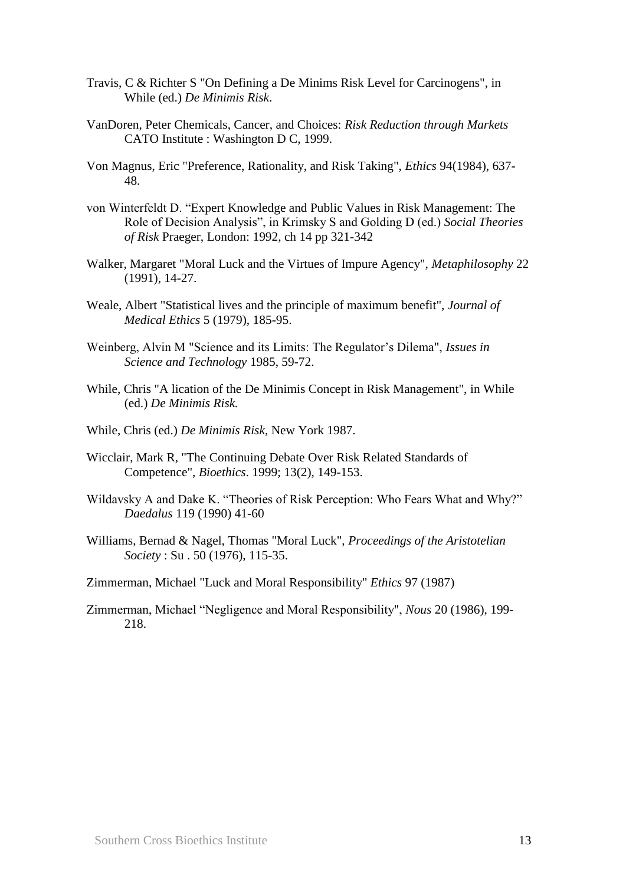Travis, C & Richter S "On Defining a De Minims Risk Level for Carcinogens", in While (ed.) *De Minimis Risk*.

VanDoren, Peter Chemicals, Cancer, and Choices: *Risk Reduction through Markets* CATO Institute : Washington D C, 1999.

Von Magnus, Eric "Preference, Rationality, and Risk Taking", *Ethics* 94(1984), 637-48.

von Winterfeldt D. "Expert Knowledge and Public Values in Risk Management: The Role of Decision Analysis", in Krimsky S and Golding D (ed.) *Social Theories of Risk* Praeger, London: 1992, ch 14 pp 321-342

Walker, Margaret "Moral Luck and the Virtues of Impure Agency", *Metaphilosophy* 22 (1991), 14-27.

Weale, Albert "Statistical lives and the principle of maximum benefit", *Journal of Medical Ethics* 5 (1979), 185-95.

Weinberg, Alvin M "Science and its Limits: The Regulator's Dilema", *Issues in Science and Technology* 1985, 59-72.

While, Chris "A lication of the De Minimis Concept in Risk Management", in While (ed.) *De Minimis Risk.*

While, Chris (ed.) *De Minimis Risk*, New York 1987.

Wicclair, Mark R, "The Continuing Debate Over Risk Related Standards of Competence", *Bioethics*. 1999; 13(2), 149-153.

Wildavsky A and Dake K. "Theories of Risk Perception: Who Fears What and Why?" *Daedalus* 119 (1990) 41-60

Williams, Bernad & Nagel, Thomas "Moral Luck", *Proceedings of the Aristotelian Society* : Su . 50 (1976), 115-35.

Zimmerman, Michael "Luck and Moral Responsibility" *Ethics* 97 (1987)

Zimmerman, Michael "Negligence and Moral Responsibility", *Nous* 20 (1986), 199-218.